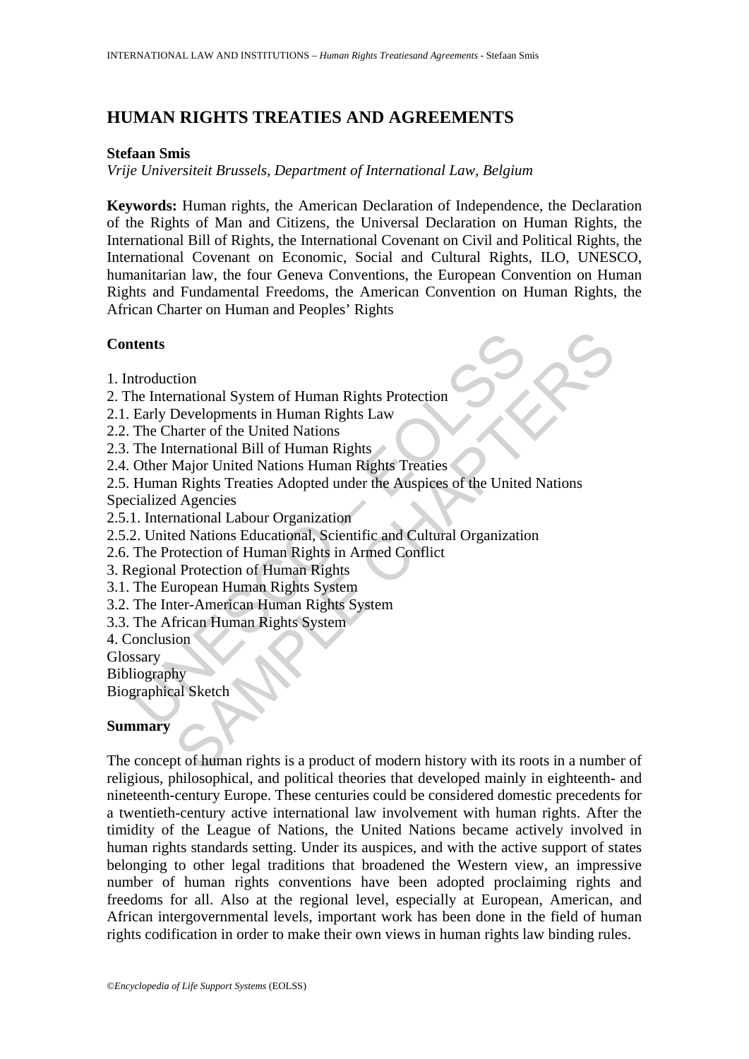# HUMAN RIGHTS TREATIES AND AGREEMENTS

**Stefaan Smis**

*Vrije Universiteit Brussels, Department of International Law, Belgium*

**Keywords:** Human rights, the American Declaration of Independence, the Declaration of the Rights of Man and Citizens, the Universal Declaration on Human Rights, the International Bill of Rights, the International Covenant on Civil and Political Rights, the International Covenant on Economic, Social and Cultural Rights, ILO, UNESCO, humanitarian law, the four Geneva Conventions, the European Convention on Human Rights and Fundamental Freedoms, the American Convention on Human Rights, the African Charter on Human and Peoples' Rights

**Contents**

1. Introduction
2. The International System of Human Rights Protection
2.1. Early Developments in Human Rights Law
2.2. The Charter of the United Nations
2.3. The International Bill of Human Rights
2.4. Other Major United Nations Human Rights Treaties
2.5. Human Rights Treaties Adopted under the Auspices of the United Nations Specialized Agencies
2.5.1. International Labour Organization
2.5.2. United Nations Educational, Scientific and Cultural Organization
2.6. The Protection of Human Rights in Armed Conflict
3. Regional Protection of Human Rights
3.1. The European Human Rights System
3.2. The Inter-American Human Rights System
3.3. The African Human Rights System
4. Conclusion

Glossary

Bibliography

Biographical Sketch

**Summary**

The concept of human rights is a product of modern history with its roots in a number of religious, philosophical, and political theories that developed mainly in eighteenth- and nineteenth-century Europe. These centuries could be considered domestic precedents for a twentieth-century active international law involvement with human rights. After the timidity of the League of Nations, the United Nations became actively involved in human rights standards setting. Under its auspices, and with the active support of states belonging to other legal traditions that broadened the Western view, an impressive number of human rights conventions have been adopted proclaiming rights and freedoms for all. Also at the regional level, especially at European, American, and African intergovernmental levels, important work has been done in the field of human rights codification in order to make their own views in human rights law binding rules.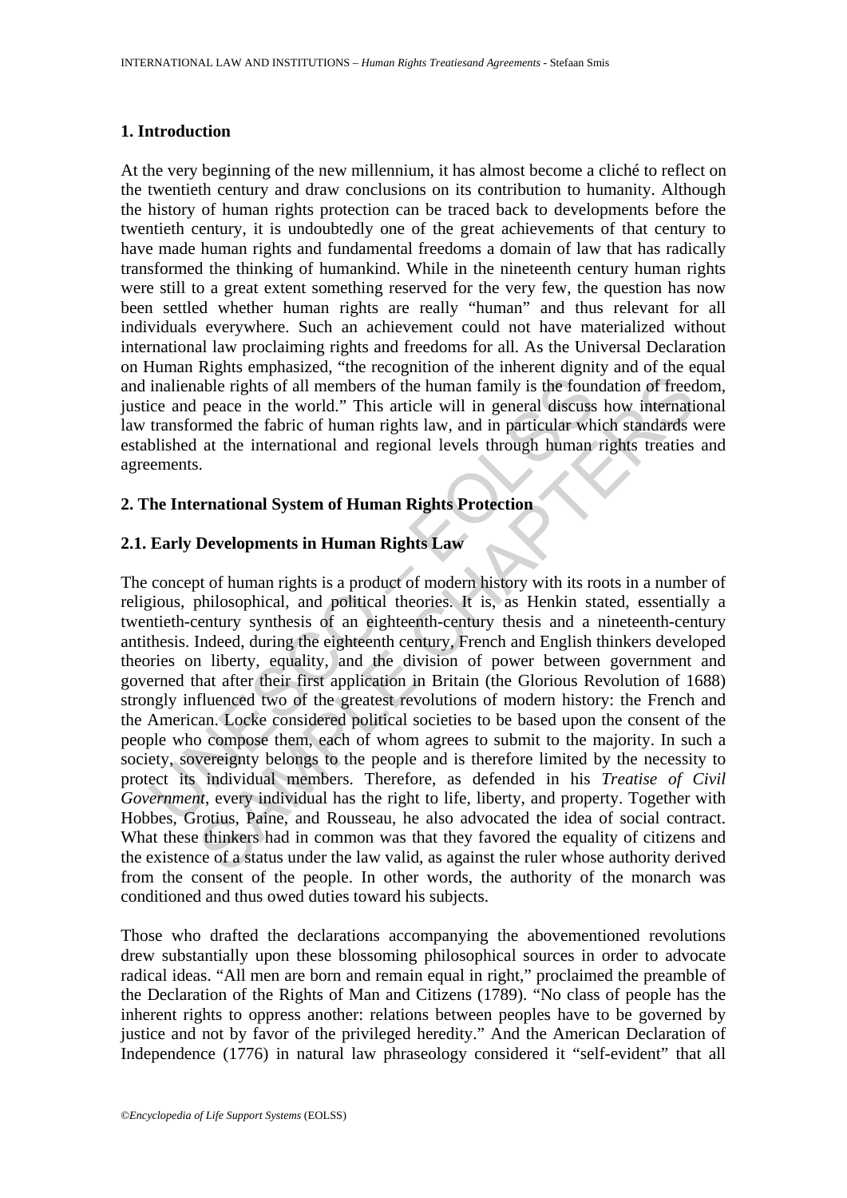## 1. Introduction

At the very beginning of the new millennium, it has almost become a cliché to reflect on the twentieth century and draw conclusions on its contribution to humanity. Although the history of human rights protection can be traced back to developments before the twentieth century, it is undoubtedly one of the great achievements of that century to have made human rights and fundamental freedoms a domain of law that has radically transformed the thinking of humankind. While in the nineteenth century human rights were still to a great extent something reserved for the very few, the question has now been settled whether human rights are really "human" and thus relevant for all individuals everywhere. Such an achievement could not have materialized without international law proclaiming rights and freedoms for all. As the Universal Declaration on Human Rights emphasized, "the recognition of the inherent dignity and of the equal and inalienable rights of all members of the human family is the foundation of freedom, justice and peace in the world." This article will in general discuss how international law transformed the fabric of human rights law, and in particular which standards were established at the international and regional levels through human rights treaties and agreements.

## 2. The International System of Human Rights Protection

### 2.1. Early Developments in Human Rights Law

The concept of human rights is a product of modern history with its roots in a number of religious, philosophical, and political theories. It is, as Henkin stated, essentially a twentieth-century synthesis of an eighteenth-century thesis and a nineteenth-century antithesis. Indeed, during the eighteenth century, French and English thinkers developed theories on liberty, equality, and the division of power between government and governed that after their first application in Britain (the Glorious Revolution of 1688) strongly influenced two of the greatest revolutions of modern history: the French and the American. Locke considered political societies to be based upon the consent of the people who compose them, each of whom agrees to submit to the majority. In such a society, sovereignty belongs to the people and is therefore limited by the necessity to protect its individual members. Therefore, as defended in his *Treatise of Civil Government*, every individual has the right to life, liberty, and property. Together with Hobbes, Grotius, Paine, and Rousseau, he also advocated the idea of social contract. What these thinkers had in common was that they favored the equality of citizens and the existence of a status under the law valid, as against the ruler whose authority derived from the consent of the people. In other words, the authority of the monarch was conditioned and thus owed duties toward his subjects.

Those who drafted the declarations accompanying the abovementioned revolutions drew substantially upon these blossoming philosophical sources in order to advocate radical ideas. "All men are born and remain equal in right," proclaimed the preamble of the Declaration of the Rights of Man and Citizens (1789). "No class of people has the inherent rights to oppress another: relations between peoples have to be governed by justice and not by favor of the privileged heredity." And the American Declaration of Independence (1776) in natural law phraseology considered it "self-evident" that all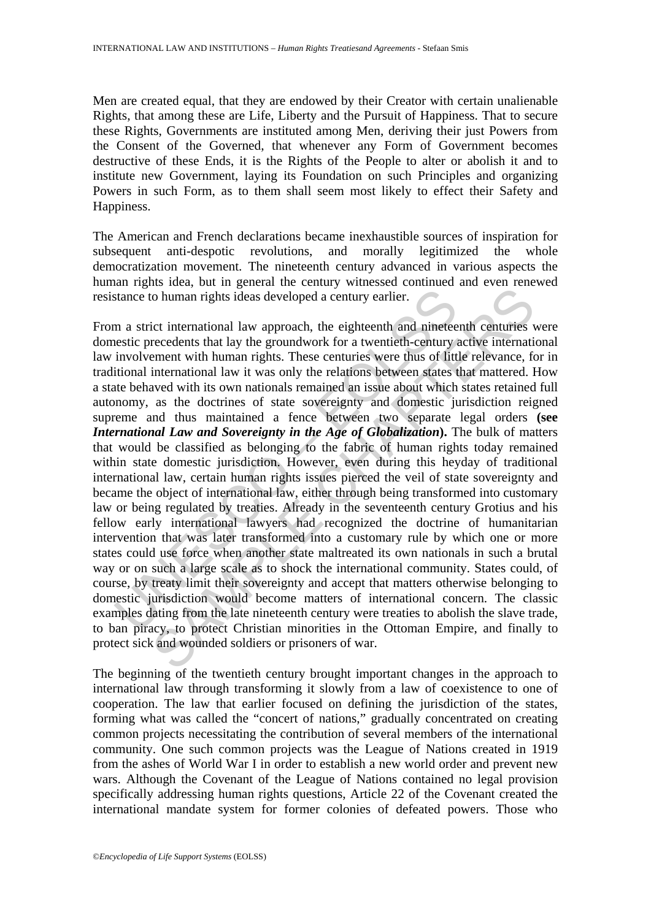Men are created equal, that they are endowed by their Creator with certain unalienable Rights, that among these are Life, Liberty and the Pursuit of Happiness. That to secure these Rights, Governments are instituted among Men, deriving their just Powers from the Consent of the Governed, that whenever any Form of Government becomes destructive of these Ends, it is the Rights of the People to alter or abolish it and to institute new Government, laying its Foundation on such Principles and organizing Powers in such Form, as to them shall seem most likely to effect their Safety and Happiness.

The American and French declarations became inexhaustible sources of inspiration for subsequent anti-despotic revolutions, and morally legitimized the whole democratization movement. The nineteenth century advanced in various aspects the human rights idea, but in general the century witnessed continued and even renewed resistance to human rights ideas developed a century earlier.

From a strict international law approach, the eighteenth and nineteenth centuries were domestic precedents that lay the groundwork for a twentieth-century active international law involvement with human rights. These centuries were thus of little relevance, for in traditional international law it was only the relations between states that mattered. How a state behaved with its own nationals remained an issue about which states retained full autonomy, as the doctrines of state sovereignty and domestic jurisdiction reigned supreme and thus maintained a fence between two separate legal orders **(see *International Law and Sovereignty in the Age of Globalization*)**. The bulk of matters that would be classified as belonging to the fabric of human rights today remained within state domestic jurisdiction. However, even during this heyday of traditional international law, certain human rights issues pierced the veil of state sovereignty and became the object of international law, either through being transformed into customary law or being regulated by treaties. Already in the seventeenth century Grotius and his fellow early international lawyers had recognized the doctrine of humanitarian intervention that was later transformed into a customary rule by which one or more states could use force when another state maltreated its own nationals in such a brutal way or on such a large scale as to shock the international community. States could, of course, by treaty limit their sovereignty and accept that matters otherwise belonging to domestic jurisdiction would become matters of international concern. The classic examples dating from the late nineteenth century were treaties to abolish the slave trade, to ban piracy, to protect Christian minorities in the Ottoman Empire, and finally to protect sick and wounded soldiers or prisoners of war.

The beginning of the twentieth century brought important changes in the approach to international law through transforming it slowly from a law of coexistence to one of cooperation. The law that earlier focused on defining the jurisdiction of the states, forming what was called the "concert of nations," gradually concentrated on creating common projects necessitating the contribution of several members of the international community. One such common projects was the League of Nations created in 1919 from the ashes of World War I in order to establish a new world order and prevent new wars. Although the Covenant of the League of Nations contained no legal provision specifically addressing human rights questions, Article 22 of the Covenant created the international mandate system for former colonies of defeated powers. Those who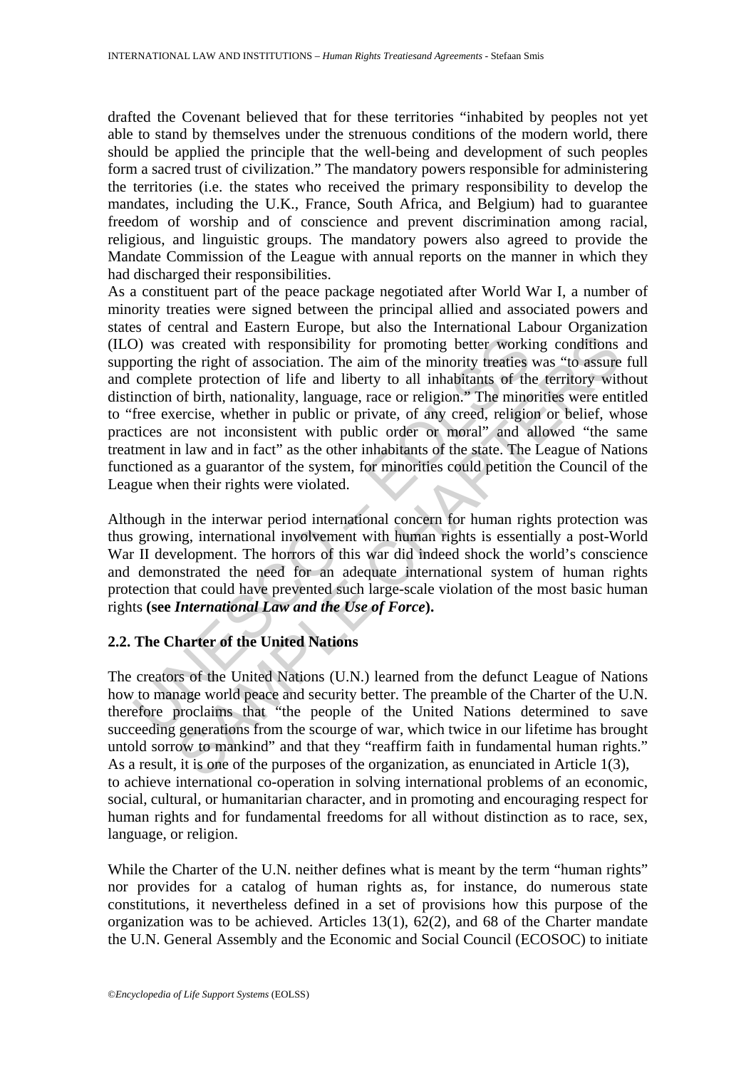drafted the Covenant believed that for these territories "inhabited by peoples not yet able to stand by themselves under the strenuous conditions of the modern world, there should be applied the principle that the well-being and development of such peoples form a sacred trust of civilization." The mandatory powers responsible for administering the territories (i.e. the states who received the primary responsibility to develop the mandates, including the U.K., France, South Africa, and Belgium) had to guarantee freedom of worship and of conscience and prevent discrimination among racial, religious, and linguistic groups. The mandatory powers also agreed to provide the Mandate Commission of the League with annual reports on the manner in which they had discharged their responsibilities.

As a constituent part of the peace package negotiated after World War I, a number of minority treaties were signed between the principal allied and associated powers and states of central and Eastern Europe, but also the International Labour Organization (ILO) was created with responsibility for promoting better working conditions and supporting the right of association. The aim of the minority treaties was "to assure full and complete protection of life and liberty to all inhabitants of the territory without distinction of birth, nationality, language, race or religion." The minorities were entitled to "free exercise, whether in public or private, of any creed, religion or belief, whose practices are not inconsistent with public order or moral" and allowed "the same treatment in law and in fact" as the other inhabitants of the state. The League of Nations functioned as a guarantor of the system, for minorities could petition the Council of the League when their rights were violated.

Although in the interwar period international concern for human rights protection was thus growing, international involvement with human rights is essentially a post-World War II development. The horrors of this war did indeed shock the world's conscience and demonstrated the need for an adequate international system of human rights protection that could have prevented such large-scale violation of the most basic human rights **(see *International Law and the Use of Force*).**

## 2.2. The Charter of the United Nations

The creators of the United Nations (U.N.) learned from the defunct League of Nations how to manage world peace and security better. The preamble of the Charter of the U.N. therefore proclaims that "the people of the United Nations determined to save succeeding generations from the scourge of war, which twice in our lifetime has brought untold sorrow to mankind" and that they "reaffirm faith in fundamental human rights." As a result, it is one of the purposes of the organization, as enunciated in Article 1(3), to achieve international co-operation in solving international problems of an economic, social, cultural, or humanitarian character, and in promoting and encouraging respect for human rights and for fundamental freedoms for all without distinction as to race, sex, language, or religion.

While the Charter of the U.N. neither defines what is meant by the term "human rights" nor provides for a catalog of human rights as, for instance, do numerous state constitutions, it nevertheless defined in a set of provisions how this purpose of the organization was to be achieved. Articles 13(1), 62(2), and 68 of the Charter mandate the U.N. General Assembly and the Economic and Social Council (ECOSOC) to initiate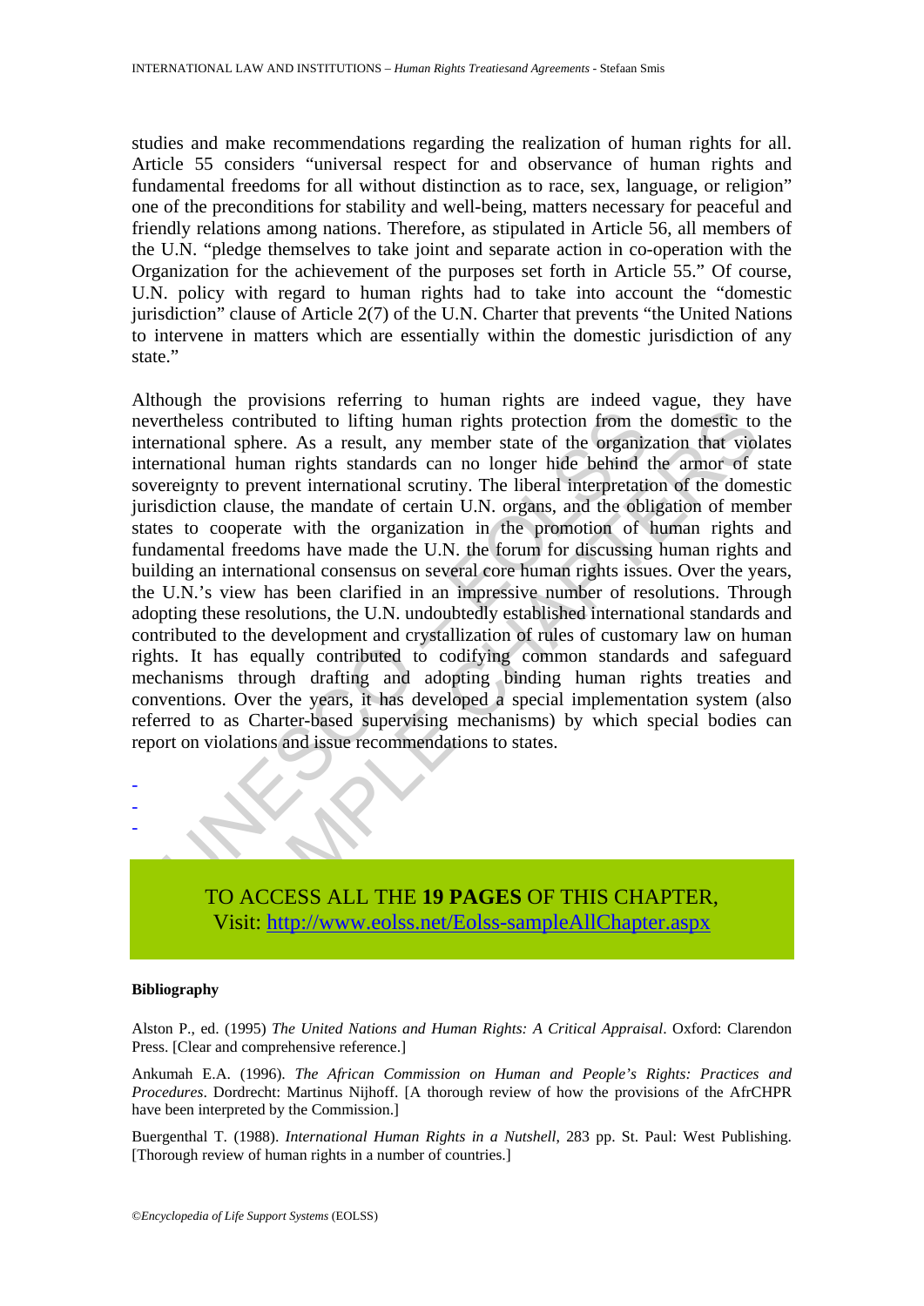studies and make recommendations regarding the realization of human rights for all. Article 55 considers "universal respect for and observance of human rights and fundamental freedoms for all without distinction as to race, sex, language, or religion" one of the preconditions for stability and well-being, matters necessary for peaceful and friendly relations among nations. Therefore, as stipulated in Article 56, all members of the U.N. "pledge themselves to take joint and separate action in co-operation with the Organization for the achievement of the purposes set forth in Article 55." Of course, U.N. policy with regard to human rights had to take into account the "domestic jurisdiction" clause of Article 2(7) of the U.N. Charter that prevents "the United Nations to intervene in matters which are essentially within the domestic jurisdiction of any state."

Although the provisions referring to human rights are indeed vague, they have nevertheless contributed to lifting human rights protection from the domestic to the international sphere. As a result, any member state of the organization that violates international human rights standards can no longer hide behind the armor of state sovereignty to prevent international scrutiny. The liberal interpretation of the domestic jurisdiction clause, the mandate of certain U.N. organs, and the obligation of member states to cooperate with the organization in the promotion of human rights and fundamental freedoms have made the U.N. the forum for discussing human rights and building an international consensus on several core human rights issues. Over the years, the U.N.'s view has been clarified in an impressive number of resolutions. Through adopting these resolutions, the U.N. undoubtedly established international standards and contributed to the development and crystallization of rules of customary law on human rights. It has equally contributed to codifying common standards and safeguard mechanisms through drafting and adopting binding human rights treaties and conventions. Over the years, it has developed a special implementation system (also referred to as Charter-based supervising mechanisms) by which special bodies can report on violations and issue recommendations to states.

-
-
-

TO ACCESS ALL THE **19 PAGES** OF THIS CHAPTER,
Visit: http://www.eolss.net/Eolss-sampleAllChapter.aspx

#### Bibliography

Alston P., ed. (1995) *The United Nations and Human Rights: A Critical Appraisal*. Oxford: Clarendon Press. [Clear and comprehensive reference.]

Ankumah E.A. (1996). *The African Commission on Human and People's Rights: Practices and Procedures*. Dordrecht: Martinus Nijhoff. [A thorough review of how the provisions of the AfrCHPR have been interpreted by the Commission.]

Buergenthal T. (1988). *International Human Rights in a Nutshell*, 283 pp. St. Paul: West Publishing. [Thorough review of human rights in a number of countries.]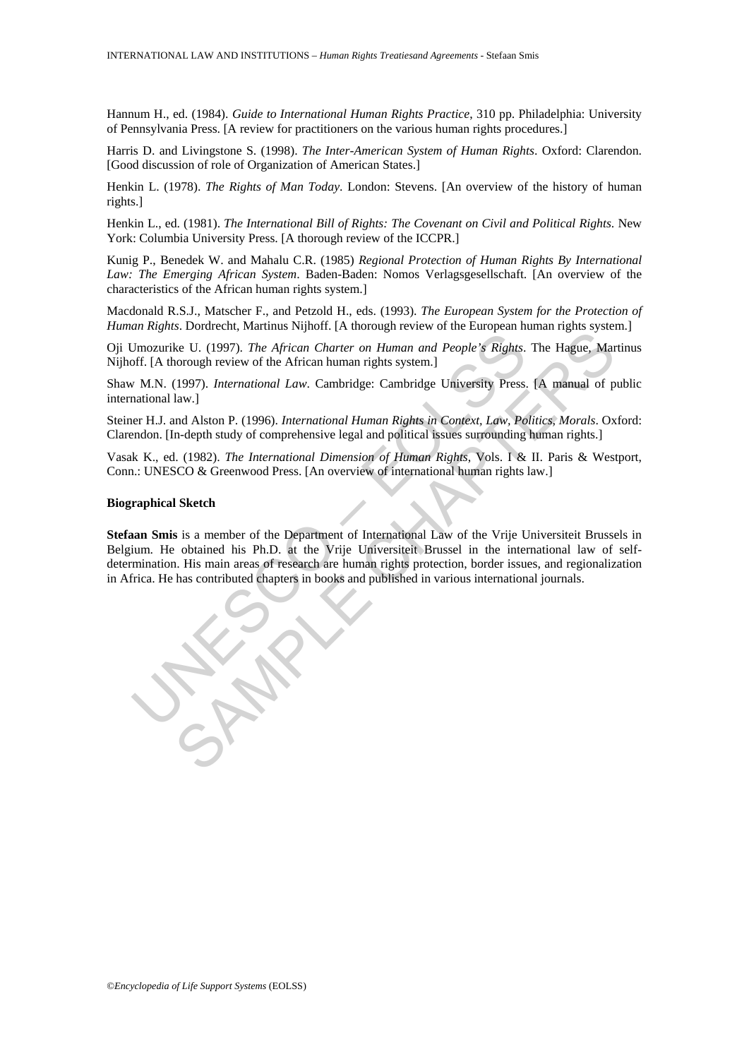Hannum H., ed. (1984). *Guide to International Human Rights Practice*, 310 pp. Philadelphia: University of Pennsylvania Press. [A review for practitioners on the various human rights procedures.]

Harris D. and Livingstone S. (1998). *The Inter-American System of Human Rights*. Oxford: Clarendon. [Good discussion of role of Organization of American States.]

Henkin L. (1978). *The Rights of Man Today*. London: Stevens. [An overview of the history of human rights.]

Henkin L., ed. (1981). *The International Bill of Rights: The Covenant on Civil and Political Rights.* New York: Columbia University Press. [A thorough review of the ICCPR.]

Kunig P., Benedek W. and Mahalu C.R. (1985) *Regional Protection of Human Rights By International Law: The Emerging African System*. Baden-Baden: Nomos Verlagsgesellschaft. [An overview of the characteristics of the African human rights system.]

Macdonald R.S.J., Matscher F., and Petzold H., eds. (1993). *The European System for the Protection of Human Rights*. Dordrecht, Martinus Nijhoff. [A thorough review of the European human rights system.]

Oji Umozurike U. (1997). *The African Charter on Human and People's Rights*. The Hague, Martinus Nijhoff. [A thorough review of the African human rights system.]

Shaw M.N. (1997). *International Law*. Cambridge: Cambridge University Press. [A manual of public international law.]

Steiner H.J. and Alston P. (1996). *International Human Rights in Context, Law, Politics, Morals*. Oxford: Clarendon. [In-depth study of comprehensive legal and political issues surrounding human rights.]

Vasak K., ed. (1982). *The International Dimension of Human Rights*, Vols. I & II. Paris & Westport, Conn.: UNESCO & Greenwood Press. [An overview of international human rights law.]

**Biographical Sketch**

**Stefaan Smis** is a member of the Department of International Law of the Vrije Universiteit Brussels in Belgium. He obtained his Ph.D. at the Vrije Universiteit Brussel in the international law of self-determination. His main areas of research are human rights protection, border issues, and regionalization in Africa. He has contributed chapters in books and published in various international journals.